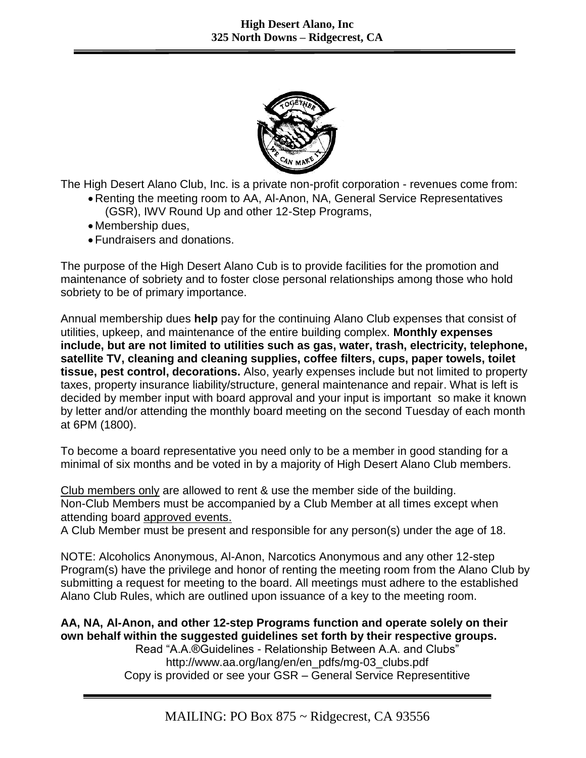**High Desert Alano, Inc**
**325 North Downs – Ridgecrest, CA**

The High Desert Alano Club, Inc. is a private non-profit corporation - revenues come from:

- Renting the meeting room to AA, Al-Anon, NA, General Service Representatives (GSR), IWV Round Up and other 12-Step Programs,
- Membership dues,
- Fundraisers and donations.

The purpose of the High Desert Alano Cub is to provide facilities for the promotion and maintenance of sobriety and to foster close personal relationships among those who hold sobriety to be of primary importance.

Annual membership dues **help** pay for the continuing Alano Club expenses that consist of utilities, upkeep, and maintenance of the entire building complex. **Monthly expenses include, but are not limited to utilities such as gas, water, trash, electricity, telephone, satellite TV, cleaning and cleaning supplies, coffee filters, cups, paper towels, toilet tissue, pest control, decorations.** Also, yearly expenses include but not limited to property taxes, property insurance liability/structure, general maintenance and repair. What is left is decided by member input with board approval and your input is important so make it known by letter and/or attending the monthly board meeting on the second Tuesday of each month at 6PM (1800).

To become a board representative you need only to be a member in good standing for a minimal of six months and be voted in by a majority of High Desert Alano Club members.

Club members only are allowed to rent & use the member side of the building.
Non-Club Members must be accompanied by a Club Member at all times except when attending board approved events.
A Club Member must be present and responsible for any person(s) under the age of 18.

NOTE: Alcoholics Anonymous, Al-Anon, Narcotics Anonymous and any other 12-step Program(s) have the privilege and honor of renting the meeting room from the Alano Club by submitting a request for meeting to the board. All meetings must adhere to the established Alano Club Rules, which are outlined upon issuance of a key to the meeting room.

**AA, NA, Al-Anon, and other 12-step Programs function and operate solely on their own behalf within the suggested guidelines set forth by their respective groups.**

Read "A.A.®Guidelines - Relationship Between A.A. and Clubs"
http://www.aa.org/lang/en/en_pdfs/mg-03_clubs.pdf
Copy is provided or see your GSR – General Service Representitive

MAILING: PO Box 875 ~ Ridgecrest, CA 93556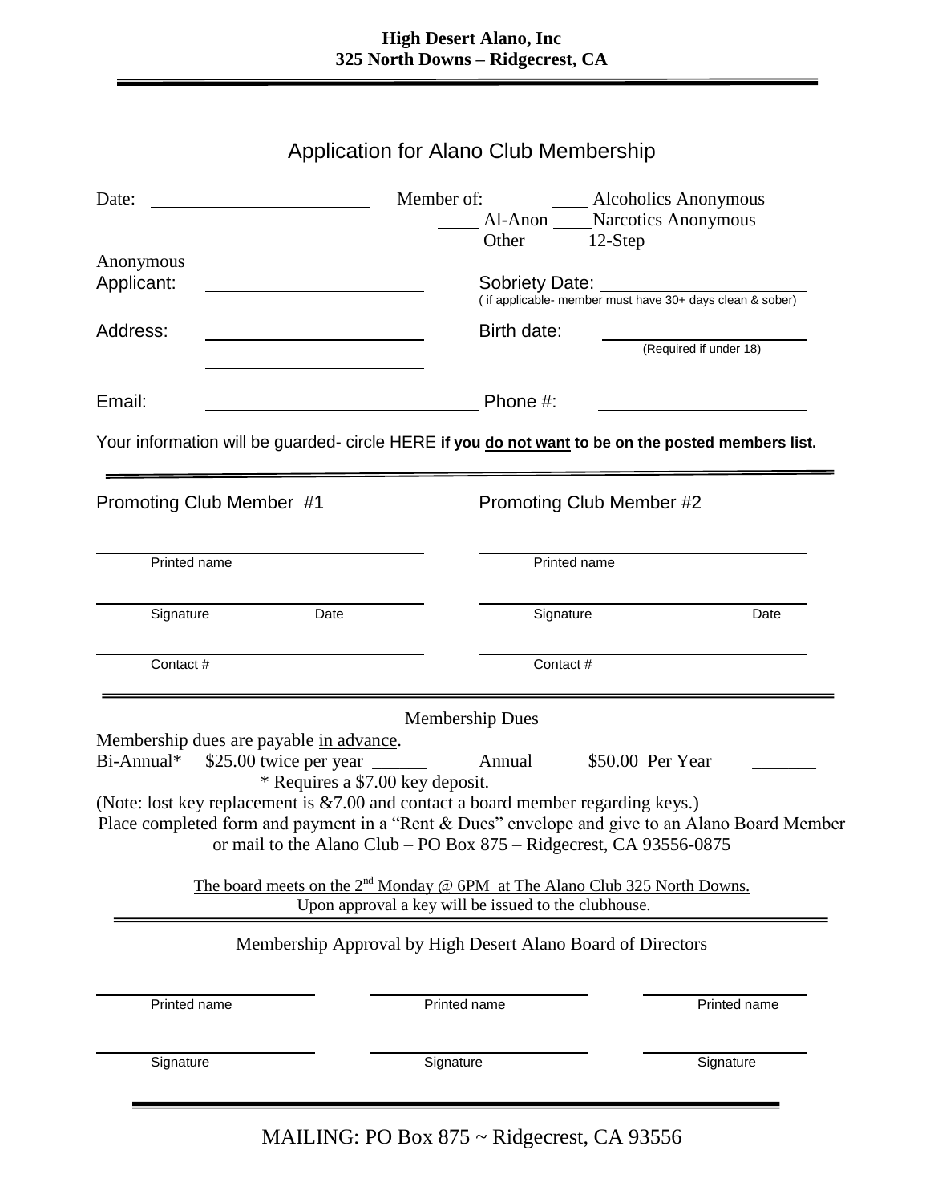**High Desert Alano, Inc**
**325 North Downs – Ridgecrest, CA**

---

# Application for Alano Club Membership

Date: ______________________

Member of: ____ Alcoholics Anonymous ____ Al-Anon ____ Narcotics Anonymous ____ Other ____ 12-Step__________

Anonymous Applicant: ______________________

Sobriety Date: ______________________
(if applicable- member must have 30+ days clean & sober)

Address: ______________________
______________________

Birth date: ______________________
(Required if under 18)

Email: ______________________

Phone #: ______________________

Your information will be guarded- circle HERE **if you do not want to be on the posted members list.**

---

| Promoting Club Member #1 | Promoting Club Member #2 |
|---|---|
| Printed name | Printed name |
| Signature Date | Signature Date |
| Contact # | Contact # |

---

Membership Dues

Membership dues are payable in advance.

Bi-Annual* $25.00 twice per year ______ Annual $50.00 Per Year _______

\* Requires a $7.00 key deposit.

(Note: lost key replacement is &7.00 and contact a board member regarding keys.)

Place completed form and payment in a "Rent & Dues" envelope and give to an Alano Board Member or mail to the Alano Club – PO Box 875 – Ridgecrest, CA 93556-0875

The board meets on the 2nd Monday @ 6PM at The Alano Club 325 North Downs.
Upon approval a key will be issued to the clubhouse.

---

Membership Approval by High Desert Alano Board of Directors

| | | |
|---|---|---|
| Printed name | Printed name | Printed name |
| Signature | Signature | Signature |

---

MAILING: PO Box 875 ~ Ridgecrest, CA 93556